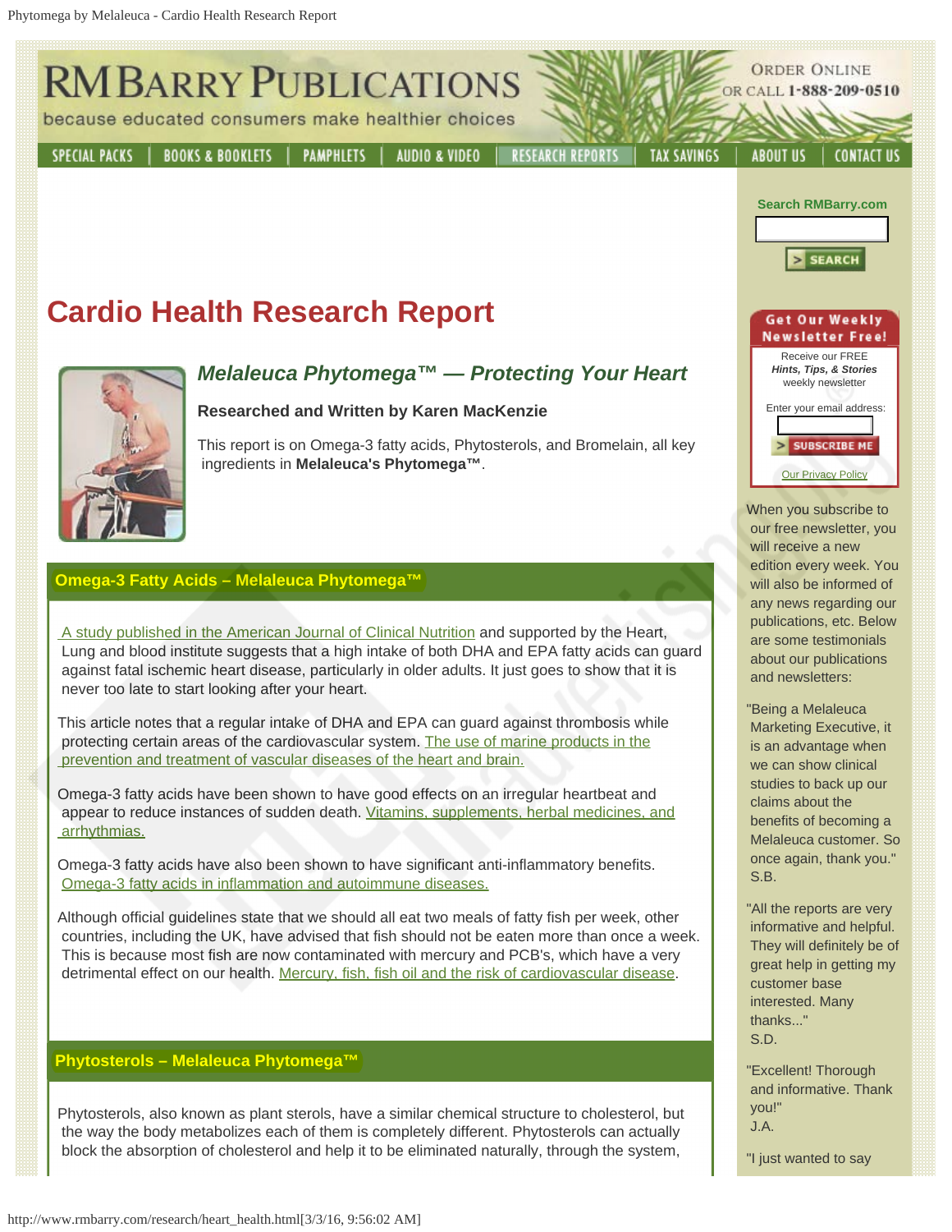# RM BARRY PUBLICATIONS

because educated consumers make healthier choices

ORDER ONLINE OR CALL 1-888-209-0510

SPECIAL PACKS | BOOKS & BOOKLETS | PAMPHLETS | AUDIO & VIDEO | RESEARCH REPORTS | TAX SAVINGS | ABOUT US | CONTACT US

# Cardio Health Research Report

## *Melaleuca Phytomega™ — Protecting Your Heart*

**Researched and Written by Karen MacKenzie**

This report is on Omega-3 fatty acids, Phytosterols, and Bromelain, all key ingredients in **Melaleuca's Phytomega™**.

### Omega-3 Fatty Acids – Melaleuca Phytomega™

A study published in the American Journal of Clinical Nutrition and supported by the Heart, Lung and blood institute suggests that a high intake of both DHA and EPA fatty acids can guard against fatal ischemic heart disease, particularly in older adults. It just goes to show that it is never too late to start looking after your heart.

This article notes that a regular intake of DHA and EPA can guard against thrombosis while protecting certain areas of the cardiovascular system. The use of marine products in the prevention and treatment of vascular diseases of the heart and brain.

Omega-3 fatty acids have been shown to have good effects on an irregular heartbeat and appear to reduce instances of sudden death. Vitamins, supplements, herbal medicines, and arrhythmias.

Omega-3 fatty acids have also been shown to have significant anti-inflammatory benefits. Omega-3 fatty acids in inflammation and autoimmune diseases.

Although official guidelines state that we should all eat two meals of fatty fish per week, other countries, including the UK, have advised that fish should not be eaten more than once a week. This is because most fish are now contaminated with mercury and PCB's, which have a very detrimental effect on our health. Mercury, fish, fish oil and the risk of cardiovascular disease.

### Phytosterols – Melaleuca Phytomega™

Phytosterols, also known as plant sterols, have a similar chemical structure to cholesterol, but the way the body metabolizes each of them is completely different. Phytosterols can actually block the absorption of cholesterol and help it to be eliminated naturally, through the system,

---

Search RMBarry.com

SEARCH

**Get Our Weekly Newsletter Free!**

Receive our FREE *Hints, Tips, & Stories* weekly newsletter

Enter your email address:

SUBSCRIBE ME

Our Privacy Policy

When you subscribe to our free newsletter, you will receive a new edition every week. You will also be informed of any news regarding our publications, etc. Below are some testimonials about our publications and newsletters:

"Being a Melaleuca Marketing Executive, it is an advantage when we can show clinical studies to back up our claims about the benefits of becoming a Melaleuca customer. So once again, thank you." S.B.

"All the reports are very informative and helpful. They will definitely be of great help in getting my customer base interested. Many thanks..." S.D.

"Excellent! Thorough and informative. Thank you!" J.A.

"I just wanted to say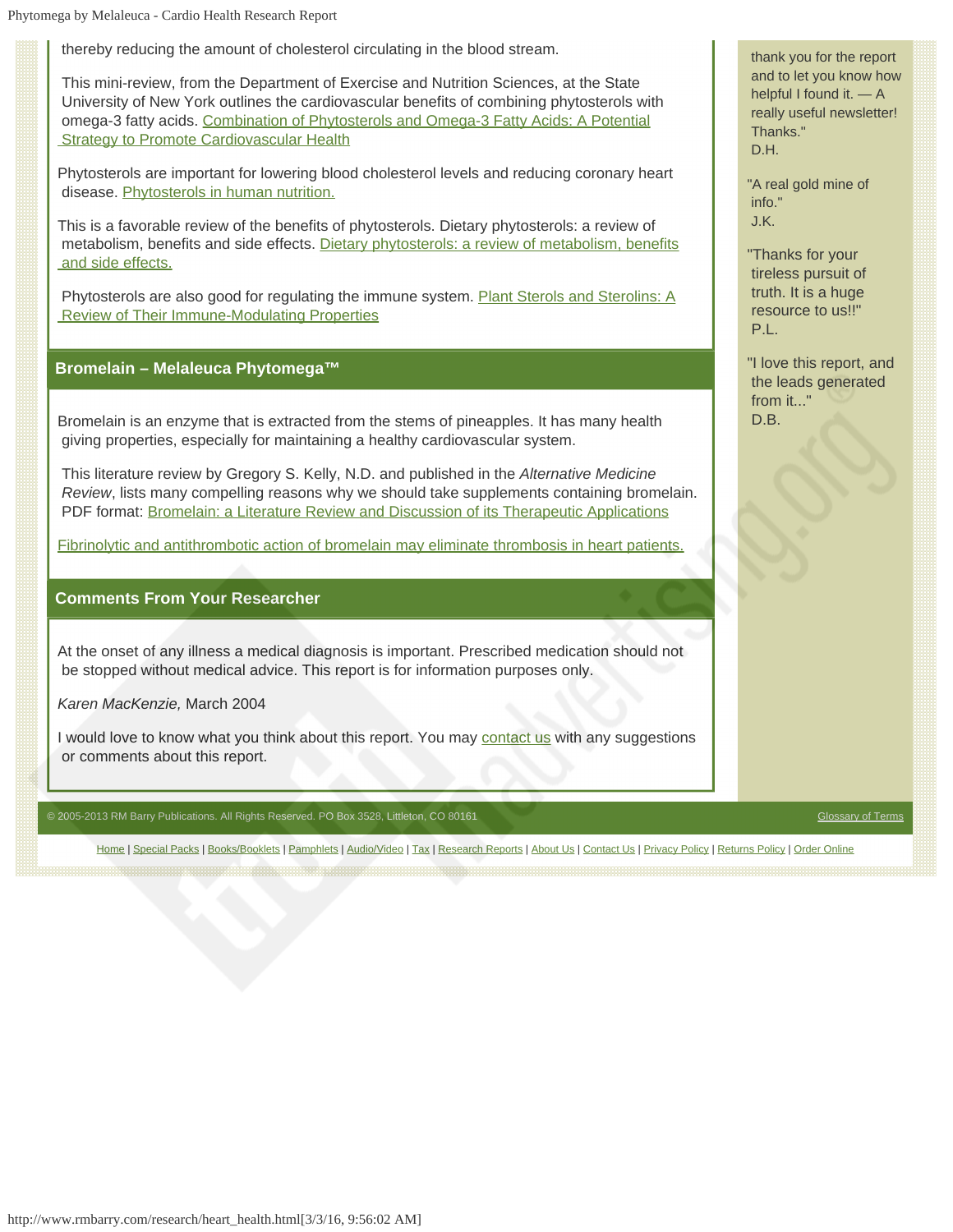thereby reducing the amount of cholesterol circulating in the blood stream.

This mini-review, from the Department of Exercise and Nutrition Sciences, at the State University of New York outlines the cardiovascular benefits of combining phytosterols with omega-3 fatty acids. Combination of Phytosterols and Omega-3 Fatty Acids: A Potential Strategy to Promote Cardiovascular Health

Phytosterols are important for lowering blood cholesterol levels and reducing coronary heart disease. Phytosterols in human nutrition.

This is a favorable review of the benefits of phytosterols. Dietary phytosterols: a review of metabolism, benefits and side effects. Dietary phytosterols: a review of metabolism, benefits and side effects.

Phytosterols are also good for regulating the immune system. Plant Sterols and Sterolins: A Review of Their Immune-Modulating Properties

## Bromelain – Melaleuca Phytomega™

Bromelain is an enzyme that is extracted from the stems of pineapples. It has many health giving properties, especially for maintaining a healthy cardiovascular system.

This literature review by Gregory S. Kelly, N.D. and published in the *Alternative Medicine Review*, lists many compelling reasons why we should take supplements containing bromelain. PDF format: Bromelain: a Literature Review and Discussion of its Therapeutic Applications

Fibrinolytic and antithrombotic action of bromelain may eliminate thrombosis in heart patients.

## Comments From Your Researcher

At the onset of any illness a medical diagnosis is important. Prescribed medication should not be stopped without medical advice. This report is for information purposes only.

*Karen MacKenzie,* March 2004

I would love to know what you think about this report. You may contact us with any suggestions or comments about this report.

thank you for the report and to let you know how helpful I found it. — A really useful newsletter! Thanks."
D.H.

"A real gold mine of info."
J.K.

"Thanks for your tireless pursuit of truth. It is a huge resource to us!!"
P.L.

"I love this report, and the leads generated from it..."
D.B.

© 2005-2013 RM Barry Publications. All Rights Reserved. PO Box 3528, Littleton, CO 80161

Glossary of Terms

Home | Special Packs | Books/Booklets | Pamphlets | Audio/Video | Tax | Research Reports | About Us | Contact Us | Privacy Policy | Returns Policy | Order Online